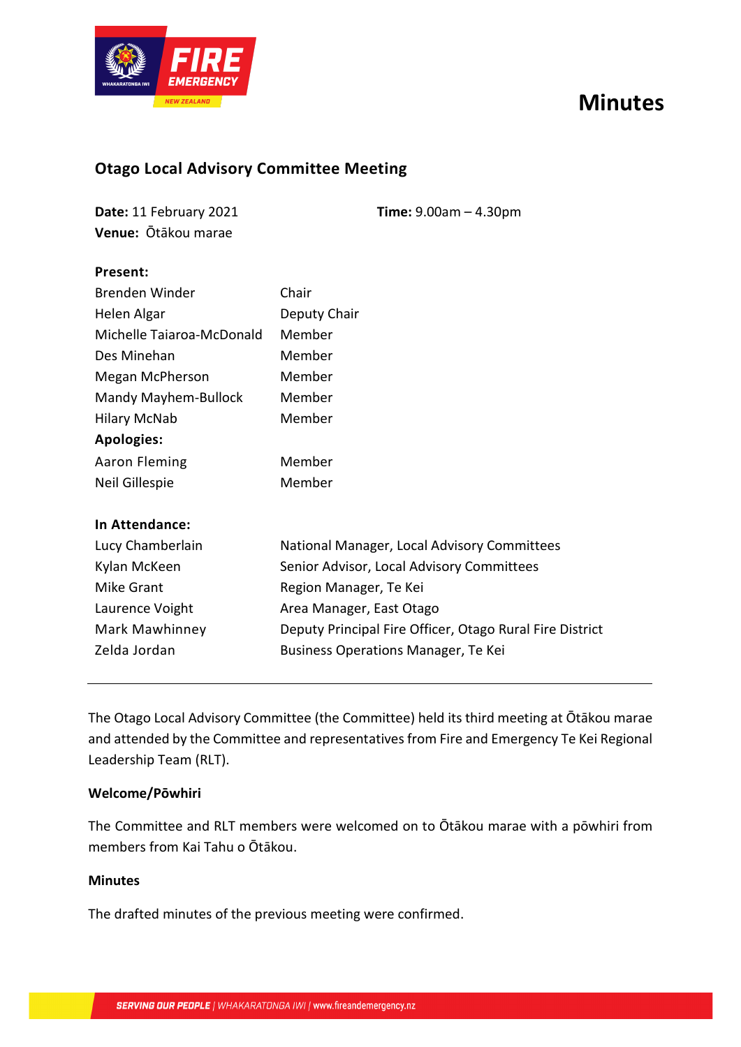# Minutes

## Otago Local Advisory Committee Meeting

**Date:** 11 February 2021  **Time:** 9.00am – 4.30pm
**Venue:** Ōtākou marae

**Present:**

| | |
|---|---|
| Brenden Winder | Chair |
| Helen Algar | Deputy Chair |
| Michelle Taiaroa-McDonald | Member |
| Des Minehan | Member |
| Megan McPherson | Member |
| Mandy Mayhem-Bullock | Member |
| Hilary McNab | Member |

**Apologies:**

| | |
|---|---|
| Aaron Fleming | Member |
| Neil Gillespie | Member |

**In Attendance:**

| | |
|---|---|
| Lucy Chamberlain | National Manager, Local Advisory Committees |
| Kylan McKeen | Senior Advisor, Local Advisory Committees |
| Mike Grant | Region Manager, Te Kei |
| Laurence Voight | Area Manager, East Otago |
| Mark Mawhinney | Deputy Principal Fire Officer, Otago Rural Fire District |
| Zelda Jordan | Business Operations Manager, Te Kei |

---

The Otago Local Advisory Committee (the Committee) held its third meeting at Ōtākou marae and attended by the Committee and representatives from Fire and Emergency Te Kei Regional Leadership Team (RLT).

### Welcome/Pōwhiri

The Committee and RLT members were welcomed on to Ōtākou marae with a pōwhiri from members from Kai Tahu o Ōtākou.

### Minutes

The drafted minutes of the previous meeting were confirmed.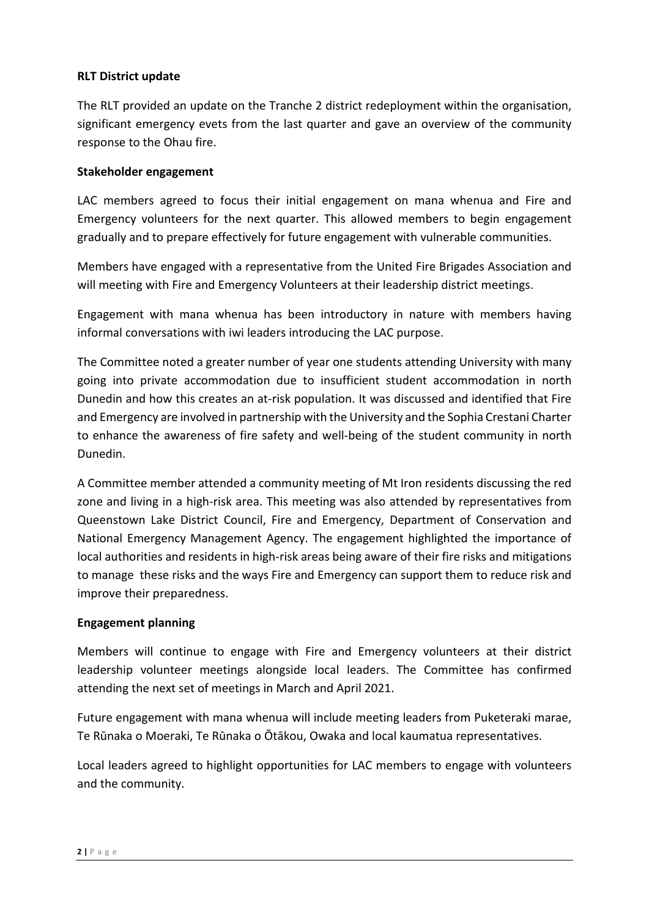**RLT District update**

The RLT provided an update on the Tranche 2 district redeployment within the organisation, significant emergency evets from the last quarter and gave an overview of the community response to the Ohau fire.

**Stakeholder engagement**

LAC members agreed to focus their initial engagement on mana whenua and Fire and Emergency volunteers for the next quarter. This allowed members to begin engagement gradually and to prepare effectively for future engagement with vulnerable communities.

Members have engaged with a representative from the United Fire Brigades Association and will meeting with Fire and Emergency Volunteers at their leadership district meetings.

Engagement with mana whenua has been introductory in nature with members having informal conversations with iwi leaders introducing the LAC purpose.

The Committee noted a greater number of year one students attending University with many going into private accommodation due to insufficient student accommodation in north Dunedin and how this creates an at-risk population. It was discussed and identified that Fire and Emergency are involved in partnership with the University and the Sophia Crestani Charter to enhance the awareness of fire safety and well-being of the student community in north Dunedin.

A Committee member attended a community meeting of Mt Iron residents discussing the red zone and living in a high-risk area. This meeting was also attended by representatives from Queenstown Lake District Council, Fire and Emergency, Department of Conservation and National Emergency Management Agency. The engagement highlighted the importance of local authorities and residents in high-risk areas being aware of their fire risks and mitigations to manage these risks and the ways Fire and Emergency can support them to reduce risk and improve their preparedness.

**Engagement planning**

Members will continue to engage with Fire and Emergency volunteers at their district leadership volunteer meetings alongside local leaders. The Committee has confirmed attending the next set of meetings in March and April 2021.

Future engagement with mana whenua will include meeting leaders from Puketeraki marae, Te Rūnaka o Moeraki, Te Rūnaka o Ōtākou, Owaka and local kaumatua representatives.

Local leaders agreed to highlight opportunities for LAC members to engage with volunteers and the community.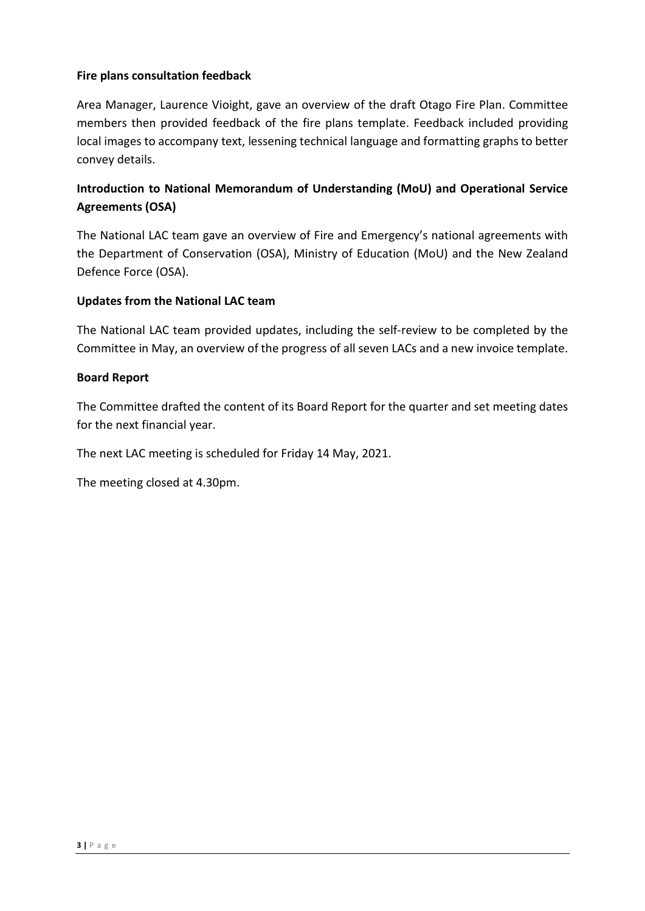**Fire plans consultation feedback**

Area Manager, Laurence Vioight, gave an overview of the draft Otago Fire Plan. Committee members then provided feedback of the fire plans template. Feedback included providing local images to accompany text, lessening technical language and formatting graphs to better convey details.

**Introduction to National Memorandum of Understanding (MoU) and Operational Service Agreements (OSA)**

The National LAC team gave an overview of Fire and Emergency's national agreements with the Department of Conservation (OSA), Ministry of Education (MoU) and the New Zealand Defence Force (OSA).

**Updates from the National LAC team**

The National LAC team provided updates, including the self-review to be completed by the Committee in May, an overview of the progress of all seven LACs and a new invoice template.

**Board Report**

The Committee drafted the content of its Board Report for the quarter and set meeting dates for the next financial year.

The next LAC meeting is scheduled for Friday 14 May, 2021.

The meeting closed at 4.30pm.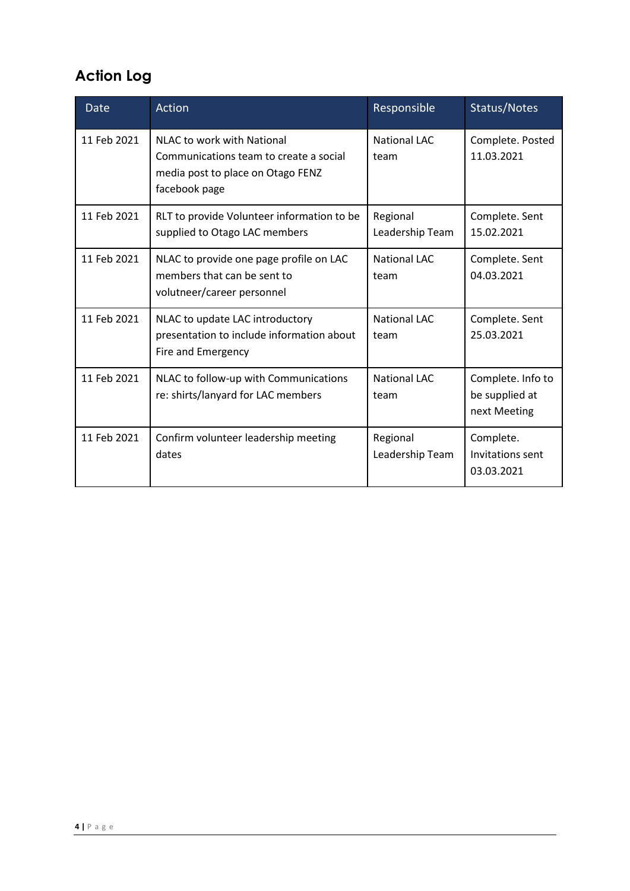## Action Log

| Date | Action | Responsible | Status/Notes |
|---|---|---|---|
| 11 Feb 2021 | NLAC to work with National Communications team to create a social media post to place on Otago FENZ facebook page | National LAC team | Complete. Posted 11.03.2021 |
| 11 Feb 2021 | RLT to provide Volunteer information to be supplied to Otago LAC members | Regional Leadership Team | Complete. Sent 15.02.2021 |
| 11 Feb 2021 | NLAC to provide one page profile on LAC members that can be sent to volutneer/career personnel | National LAC team | Complete. Sent 04.03.2021 |
| 11 Feb 2021 | NLAC to update LAC introductory presentation to include information about Fire and Emergency | National LAC team | Complete. Sent 25.03.2021 |
| 11 Feb 2021 | NLAC to follow-up with Communications re: shirts/lanyard for LAC members | National LAC team | Complete. Info to be supplied at next Meeting |
| 11 Feb 2021 | Confirm volunteer leadership meeting dates | Regional Leadership Team | Complete. Invitations sent 03.03.2021 |